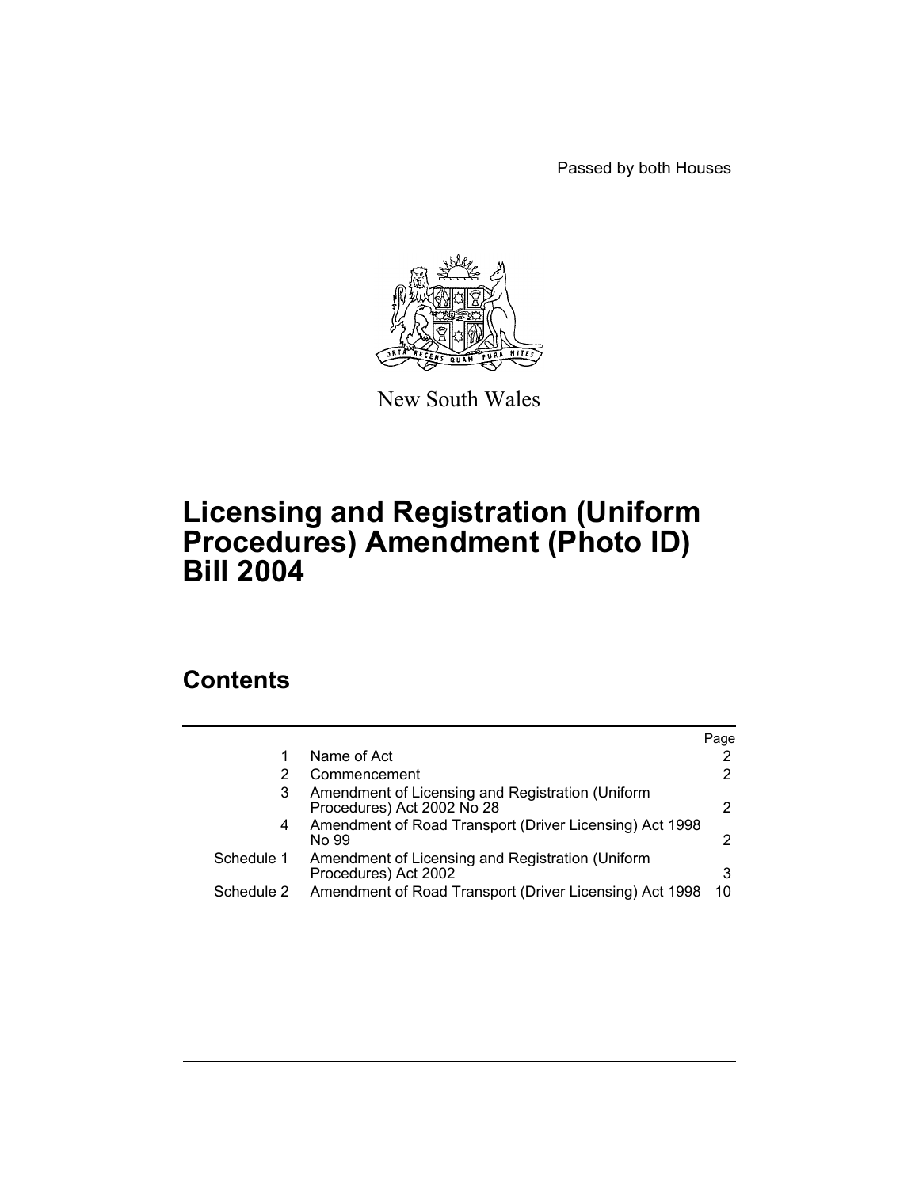Passed by both Houses

New South Wales

# Licensing and Registration (Uniform Procedures) Amendment (Photo ID) Bill 2004

## Contents

| | | Page |
|---|---|---|
| 1 | Name of Act | 2 |
| 2 | Commencement | 2 |
| 3 | Amendment of Licensing and Registration (Uniform Procedures) Act 2002 No 28 | 2 |
| 4 | Amendment of Road Transport (Driver Licensing) Act 1998 No 99 | 2 |
| Schedule 1 | Amendment of Licensing and Registration (Uniform Procedures) Act 2002 | 3 |
| Schedule 2 | Amendment of Road Transport (Driver Licensing) Act 1998 | 10 |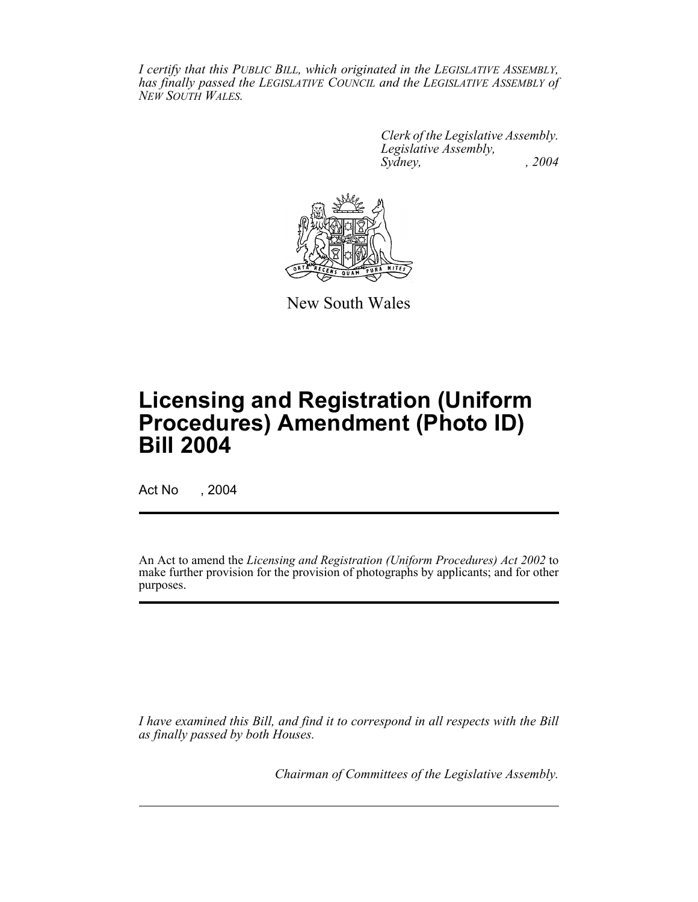*I certify that this PUBLIC BILL, which originated in the LEGISLATIVE ASSEMBLY, has finally passed the LEGISLATIVE COUNCIL and the LEGISLATIVE ASSEMBLY of NEW SOUTH WALES.*

*Clerk of the Legislative Assembly.*
*Legislative Assembly,*
*Sydney, , 2004*

New South Wales

# Licensing and Registration (Uniform Procedures) Amendment (Photo ID) Bill 2004

Act No , 2004

An Act to amend the *Licensing and Registration (Uniform Procedures) Act 2002* to make further provision for the provision of photographs by applicants; and for other purposes.

*I have examined this Bill, and find it to correspond in all respects with the Bill as finally passed by both Houses.*

*Chairman of Committees of the Legislative Assembly.*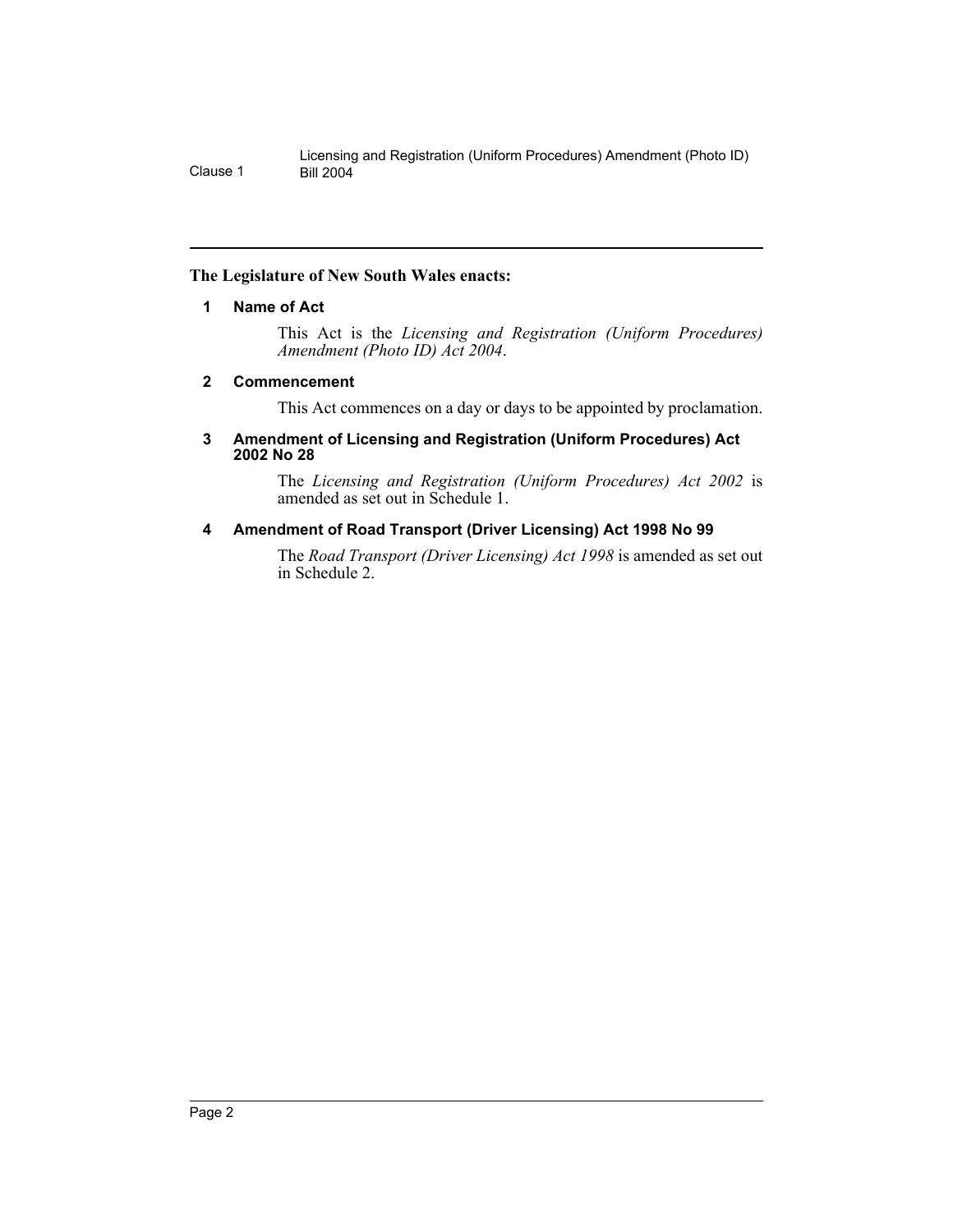**The Legislature of New South Wales enacts:**

## 1 Name of Act

This Act is the *Licensing and Registration (Uniform Procedures) Amendment (Photo ID) Act 2004*.

## 2 Commencement

This Act commences on a day or days to be appointed by proclamation.

## 3 Amendment of Licensing and Registration (Uniform Procedures) Act 2002 No 28

The *Licensing and Registration (Uniform Procedures) Act 2002* is amended as set out in Schedule 1.

## 4 Amendment of Road Transport (Driver Licensing) Act 1998 No 99

The *Road Transport (Driver Licensing) Act 1998* is amended as set out in Schedule 2.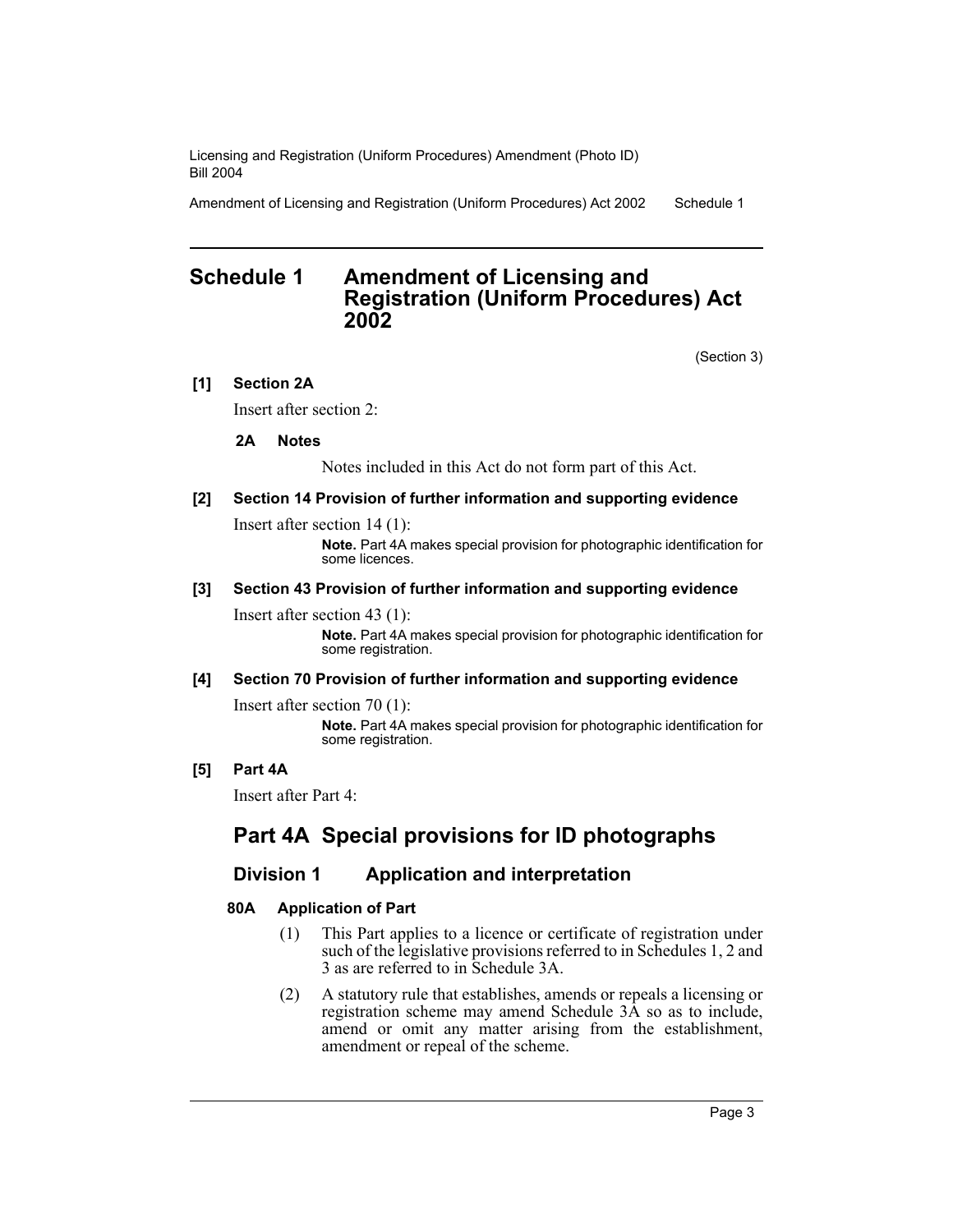## Schedule 1 Amendment of Licensing and Registration (Uniform Procedures) Act 2002

(Section 3)

**[1] Section 2A**

Insert after section 2:

**2A Notes**

Notes included in this Act do not form part of this Act.

**[2] Section 14 Provision of further information and supporting evidence**

Insert after section 14 (1):

**Note.** Part 4A makes special provision for photographic identification for some licences.

**[3] Section 43 Provision of further information and supporting evidence**

Insert after section 43 (1):

**Note.** Part 4A makes special provision for photographic identification for some registration.

**[4] Section 70 Provision of further information and supporting evidence**

Insert after section 70 (1):

**Note.** Part 4A makes special provision for photographic identification for some registration.

**[5] Part 4A**

Insert after Part 4:

## Part 4A Special provisions for ID photographs

### Division 1 Application and interpretation

**80A Application of Part**

(1) This Part applies to a licence or certificate of registration under such of the legislative provisions referred to in Schedules 1, 2 and 3 as are referred to in Schedule 3A.

(2) A statutory rule that establishes, amends or repeals a licensing or registration scheme may amend Schedule 3A so as to include, amend or omit any matter arising from the establishment, amendment or repeal of the scheme.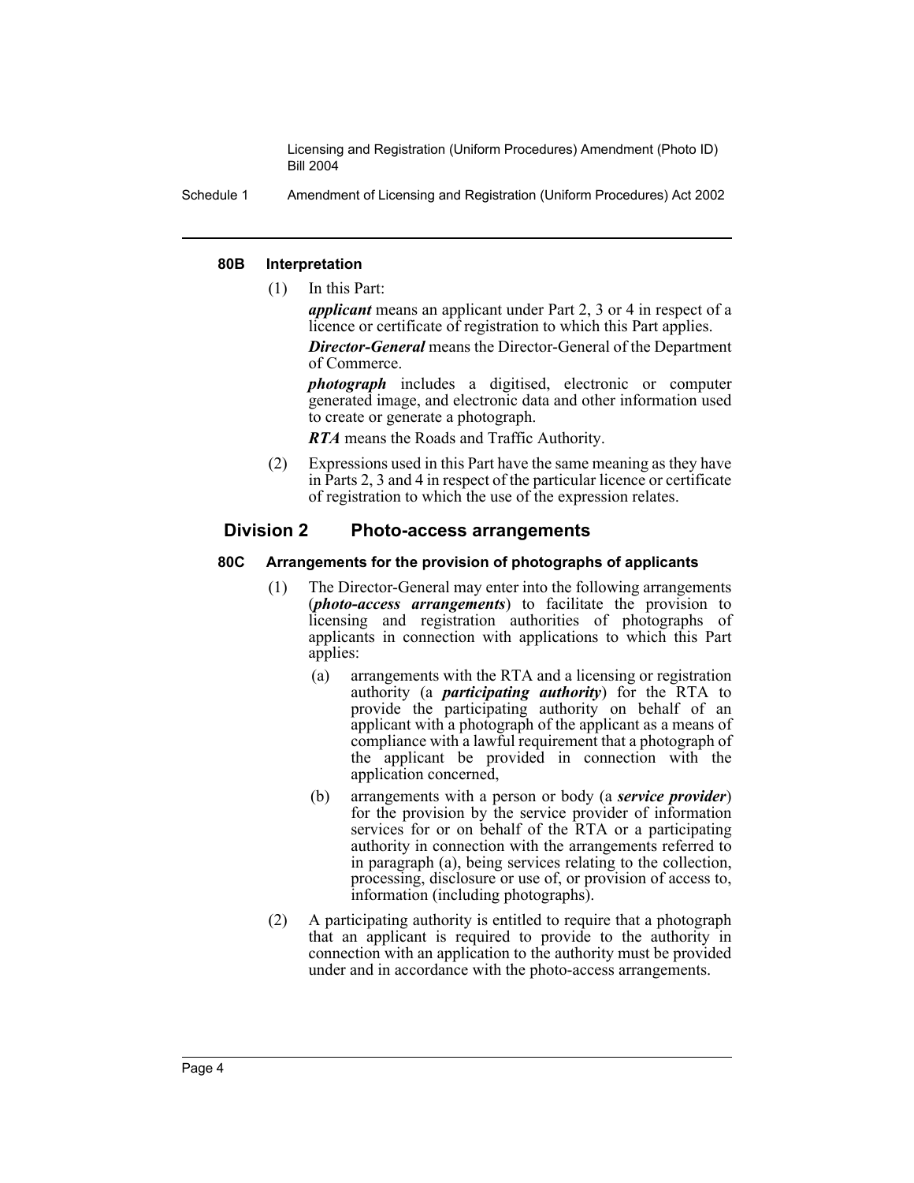#### 80B Interpretation

(1) In this Part:

***applicant*** means an applicant under Part 2, 3 or 4 in respect of a licence or certificate of registration to which this Part applies.

***Director-General*** means the Director-General of the Department of Commerce.

***photograph*** includes a digitised, electronic or computer generated image, and electronic data and other information used to create or generate a photograph.

***RTA*** means the Roads and Traffic Authority.

(2) Expressions used in this Part have the same meaning as they have in Parts 2, 3 and 4 in respect of the particular licence or certificate of registration to which the use of the expression relates.

## Division 2 Photo-access arrangements

#### 80C Arrangements for the provision of photographs of applicants

(1) The Director-General may enter into the following arrangements (***photo-access arrangements***) to facilitate the provision to licensing and registration authorities of photographs of applicants in connection with applications to which this Part applies:

(a) arrangements with the RTA and a licensing or registration authority (a ***participating authority***) for the RTA to provide the participating authority on behalf of an applicant with a photograph of the applicant as a means of compliance with a lawful requirement that a photograph of the applicant be provided in connection with the application concerned,

(b) arrangements with a person or body (a ***service provider***) for the provision by the service provider of information services for or on behalf of the RTA or a participating authority in connection with the arrangements referred to in paragraph (a), being services relating to the collection, processing, disclosure or use of, or provision of access to, information (including photographs).

(2) A participating authority is entitled to require that a photograph that an applicant is required to provide to the authority in connection with an application to the authority must be provided under and in accordance with the photo-access arrangements.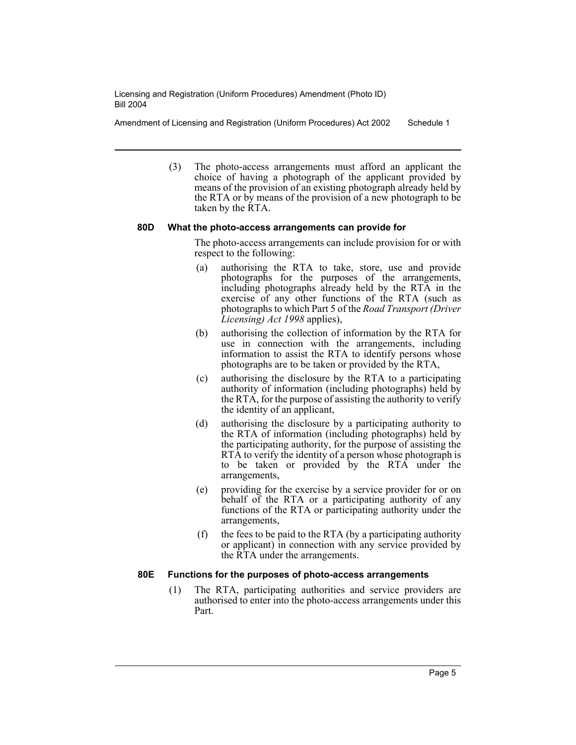(3) The photo-access arrangements must afford an applicant the choice of having a photograph of the applicant provided by means of the provision of an existing photograph already held by the RTA or by means of the provision of a new photograph to be taken by the RTA.

**80D What the photo-access arrangements can provide for**

The photo-access arrangements can include provision for or with respect to the following:

(a) authorising the RTA to take, store, use and provide photographs for the purposes of the arrangements, including photographs already held by the RTA in the exercise of any other functions of the RTA (such as photographs to which Part 5 of the *Road Transport (Driver Licensing) Act 1998* applies),

(b) authorising the collection of information by the RTA for use in connection with the arrangements, including information to assist the RTA to identify persons whose photographs are to be taken or provided by the RTA,

(c) authorising the disclosure by the RTA to a participating authority of information (including photographs) held by the RTA, for the purpose of assisting the authority to verify the identity of an applicant,

(d) authorising the disclosure by a participating authority to the RTA of information (including photographs) held by the participating authority, for the purpose of assisting the RTA to verify the identity of a person whose photograph is to be taken or provided by the RTA under the arrangements,

(e) providing for the exercise by a service provider for or on behalf of the RTA or a participating authority of any functions of the RTA or participating authority under the arrangements,

(f) the fees to be paid to the RTA (by a participating authority or applicant) in connection with any service provided by the RTA under the arrangements.

**80E Functions for the purposes of photo-access arrangements**

(1) The RTA, participating authorities and service providers are authorised to enter into the photo-access arrangements under this Part.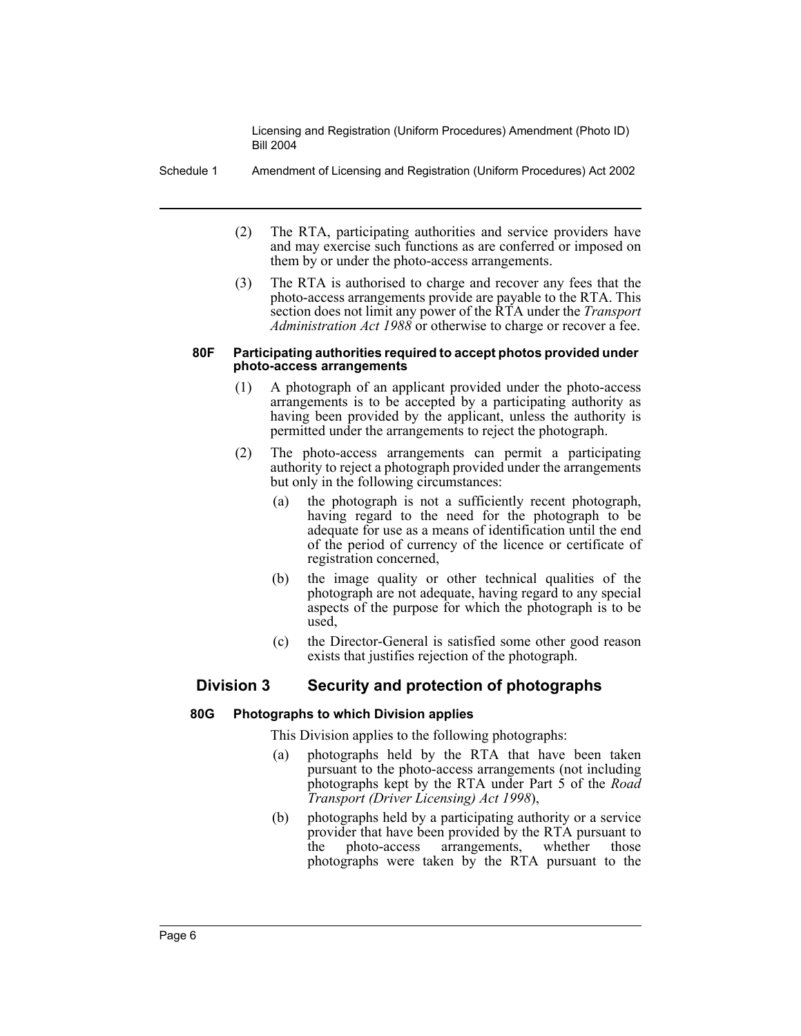(2) The RTA, participating authorities and service providers have and may exercise such functions as are conferred or imposed on them by or under the photo-access arrangements.

(3) The RTA is authorised to charge and recover any fees that the photo-access arrangements provide are payable to the RTA. This section does not limit any power of the RTA under the *Transport Administration Act 1988* or otherwise to charge or recover a fee.

#### 80F Participating authorities required to accept photos provided under photo-access arrangements

(1) A photograph of an applicant provided under the photo-access arrangements is to be accepted by a participating authority as having been provided by the applicant, unless the authority is permitted under the arrangements to reject the photograph.

(2) The photo-access arrangements can permit a participating authority to reject a photograph provided under the arrangements but only in the following circumstances:

- (a) the photograph is not a sufficiently recent photograph, having regard to the need for the photograph to be adequate for use as a means of identification until the end of the period of currency of the licence or certificate of registration concerned,
- (b) the image quality or other technical qualities of the photograph are not adequate, having regard to any special aspects of the purpose for which the photograph is to be used,
- (c) the Director-General is satisfied some other good reason exists that justifies rejection of the photograph.

## Division 3 Security and protection of photographs

#### 80G Photographs to which Division applies

This Division applies to the following photographs:

- (a) photographs held by the RTA that have been taken pursuant to the photo-access arrangements (not including photographs kept by the RTA under Part 5 of the *Road Transport (Driver Licensing) Act 1998*),
- (b) photographs held by a participating authority or a service provider that have been provided by the RTA pursuant to the photo-access arrangements, whether those photographs were taken by the RTA pursuant to the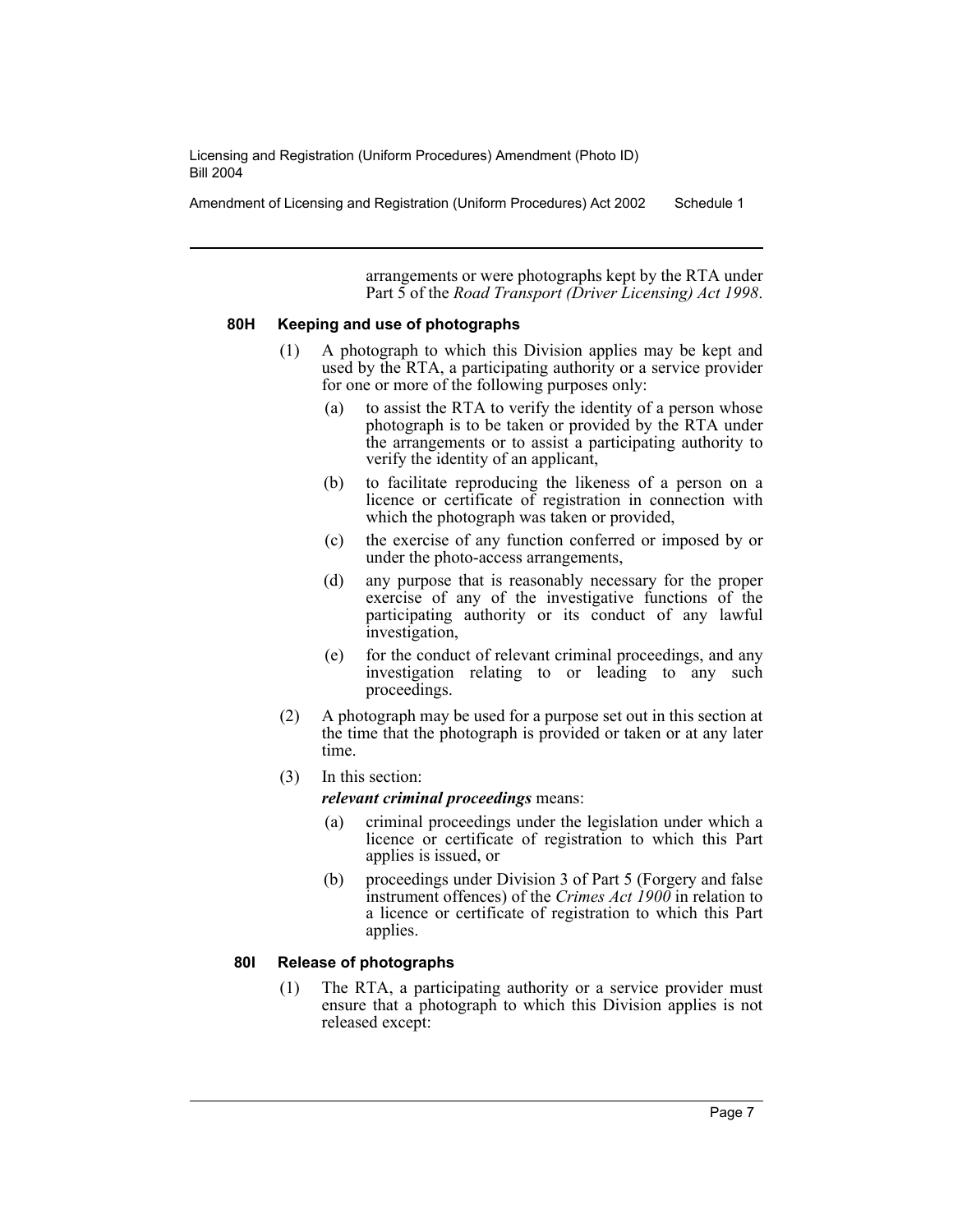arrangements or were photographs kept by the RTA under Part 5 of the *Road Transport (Driver Licensing) Act 1998*.

**80H Keeping and use of photographs**

(1) A photograph to which this Division applies may be kept and used by the RTA, a participating authority or a service provider for one or more of the following purposes only:

(a) to assist the RTA to verify the identity of a person whose photograph is to be taken or provided by the RTA under the arrangements or to assist a participating authority to verify the identity of an applicant,

(b) to facilitate reproducing the likeness of a person on a licence or certificate of registration in connection with which the photograph was taken or provided,

(c) the exercise of any function conferred or imposed by or under the photo-access arrangements,

(d) any purpose that is reasonably necessary for the proper exercise of any of the investigative functions of the participating authority or its conduct of any lawful investigation,

(e) for the conduct of relevant criminal proceedings, and any investigation relating to or leading to any such proceedings.

(2) A photograph may be used for a purpose set out in this section at the time that the photograph is provided or taken or at any later time.

(3) In this section:

***relevant criminal proceedings*** means:

(a) criminal proceedings under the legislation under which a licence or certificate of registration to which this Part applies is issued, or

(b) proceedings under Division 3 of Part 5 (Forgery and false instrument offences) of the *Crimes Act 1900* in relation to a licence or certificate of registration to which this Part applies.

**80I Release of photographs**

(1) The RTA, a participating authority or a service provider must ensure that a photograph to which this Division applies is not released except: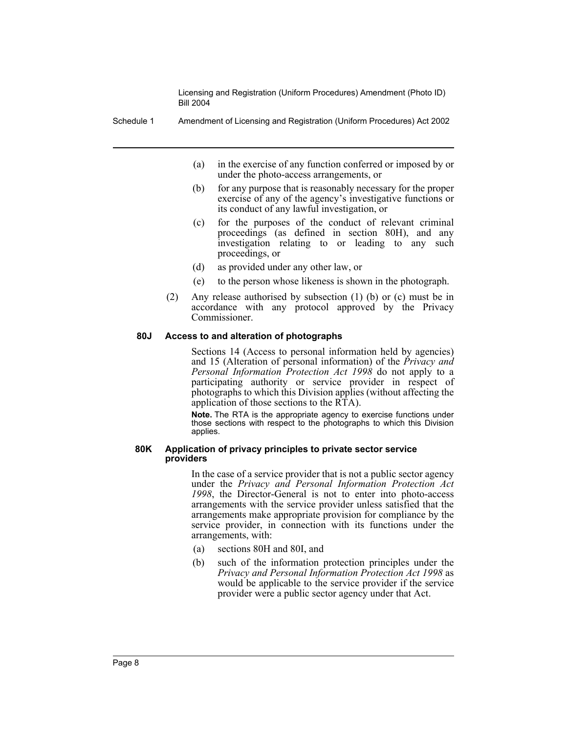(a) in the exercise of any function conferred or imposed by or under the photo-access arrangements, or

(b) for any purpose that is reasonably necessary for the proper exercise of any of the agency's investigative functions or its conduct of any lawful investigation, or

(c) for the purposes of the conduct of relevant criminal proceedings (as defined in section 80H), and any investigation relating to or leading to any such proceedings, or

(d) as provided under any other law, or

(e) to the person whose likeness is shown in the photograph.

(2) Any release authorised by subsection (1) (b) or (c) must be in accordance with any protocol approved by the Privacy Commissioner.

**80J Access to and alteration of photographs**

Sections 14 (Access to personal information held by agencies) and 15 (Alteration of personal information) of the *Privacy and Personal Information Protection Act 1998* do not apply to a participating authority or service provider in respect of photographs to which this Division applies (without affecting the application of those sections to the RTA).

**Note.** The RTA is the appropriate agency to exercise functions under those sections with respect to the photographs to which this Division applies.

**80K Application of privacy principles to private sector service providers**

In the case of a service provider that is not a public sector agency under the *Privacy and Personal Information Protection Act 1998*, the Director-General is not to enter into photo-access arrangements with the service provider unless satisfied that the arrangements make appropriate provision for compliance by the service provider, in connection with its functions under the arrangements, with:

(a) sections 80H and 80I, and

(b) such of the information protection principles under the *Privacy and Personal Information Protection Act 1998* as would be applicable to the service provider if the service provider were a public sector agency under that Act.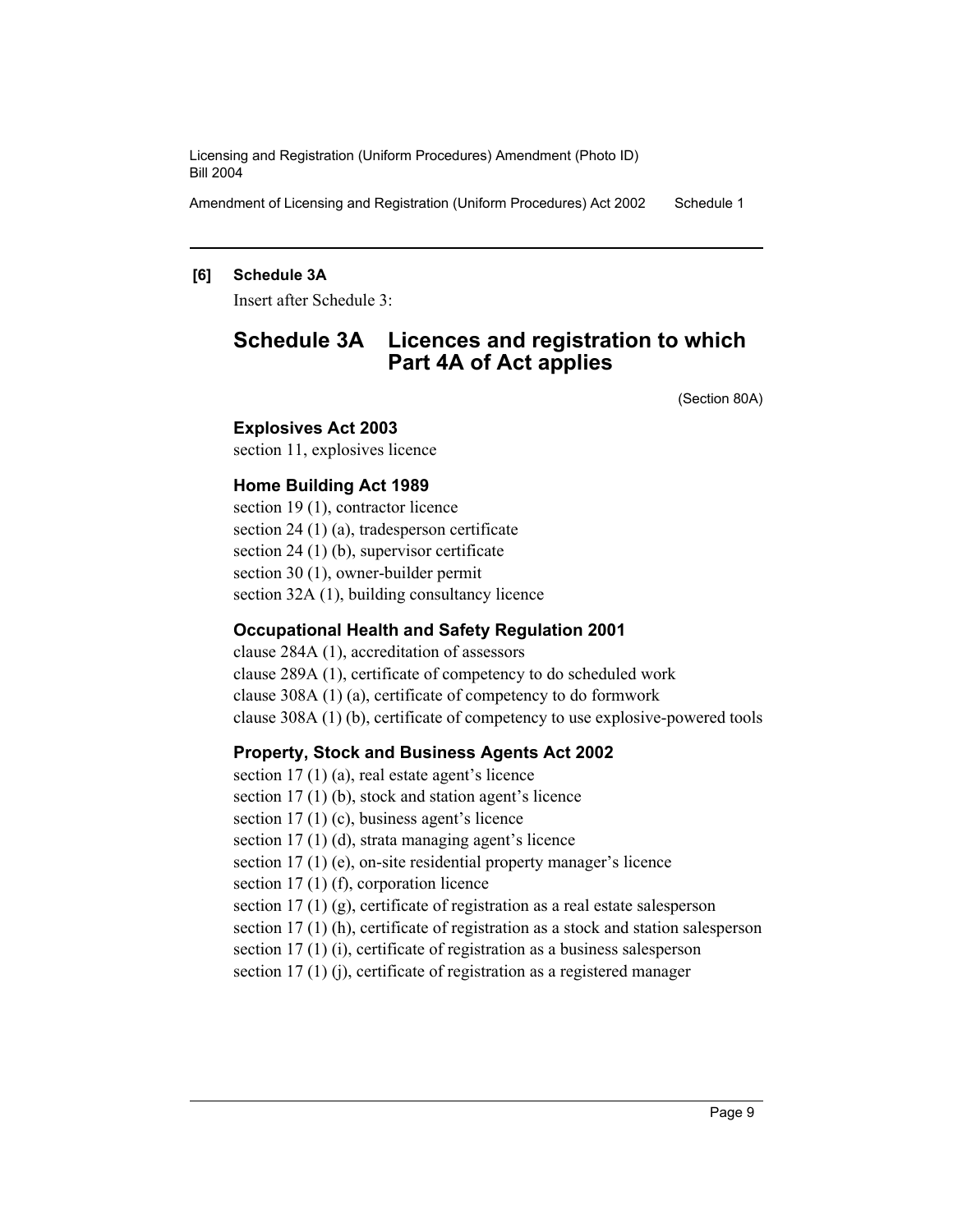**[6] Schedule 3A**

Insert after Schedule 3:

## Schedule 3A Licences and registration to which Part 4A of Act applies

(Section 80A)

### Explosives Act 2003

section 11, explosives licence

### Home Building Act 1989

section 19 (1), contractor licence
section 24 (1) (a), tradesperson certificate
section 24 (1) (b), supervisor certificate
section 30 (1), owner-builder permit
section 32A (1), building consultancy licence

### Occupational Health and Safety Regulation 2001

clause 284A (1), accreditation of assessors
clause 289A (1), certificate of competency to do scheduled work
clause 308A (1) (a), certificate of competency to do formwork
clause 308A (1) (b), certificate of competency to use explosive-powered tools

### Property, Stock and Business Agents Act 2002

section 17 (1) (a), real estate agent's licence
section 17 (1) (b), stock and station agent's licence
section 17 (1) (c), business agent's licence
section 17 (1) (d), strata managing agent's licence
section 17 (1) (e), on-site residential property manager's licence
section 17 (1) (f), corporation licence
section 17 (1) (g), certificate of registration as a real estate salesperson
section 17 (1) (h), certificate of registration as a stock and station salesperson
section 17 (1) (i), certificate of registration as a business salesperson
section 17 (1) (j), certificate of registration as a registered manager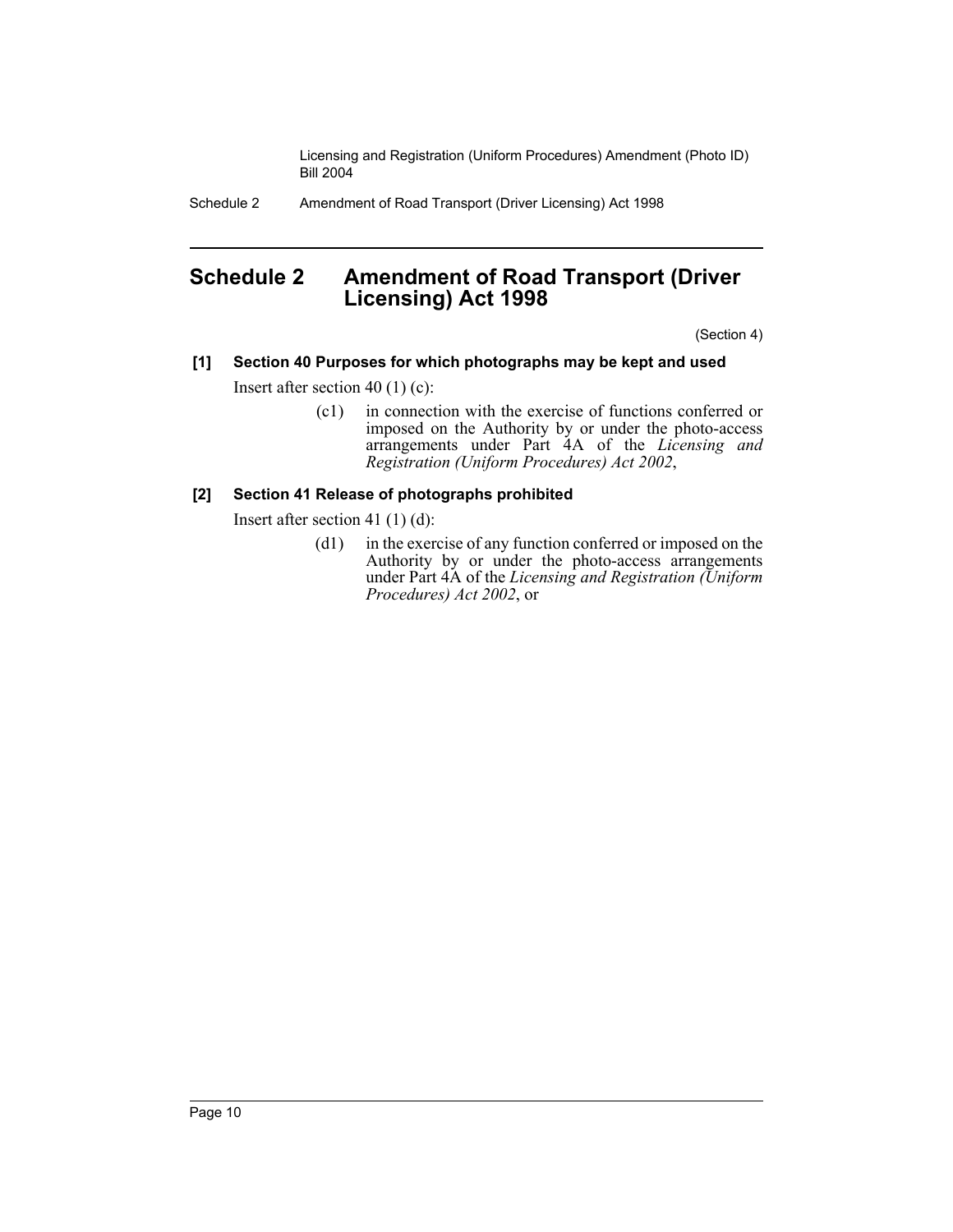## Schedule 2 Amendment of Road Transport (Driver Licensing) Act 1998

(Section 4)

**[1] Section 40 Purposes for which photographs may be kept and used**

Insert after section 40 (1) (c):

> (c1) in connection with the exercise of functions conferred or imposed on the Authority by or under the photo-access arrangements under Part 4A of the *Licensing and Registration (Uniform Procedures) Act 2002*,

**[2] Section 41 Release of photographs prohibited**

Insert after section 41 (1) (d):

> (d1) in the exercise of any function conferred or imposed on the Authority by or under the photo-access arrangements under Part 4A of the *Licensing and Registration (Uniform Procedures) Act 2002*, or